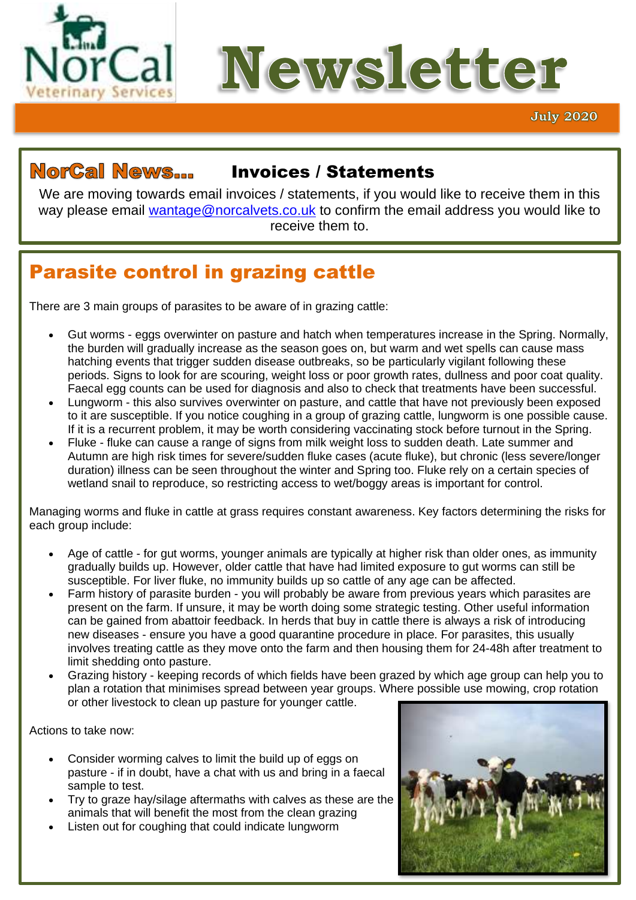# NorCal Veterinary Services Newsletter

July 2020

## NorCal News... Invoices / Statements

We are moving towards email invoices / statements, if you would like to receive them in this way please email wantage@norcalvets.co.uk to confirm the email address you would like to receive them to.

## Parasite control in grazing cattle

There are 3 main groups of parasites to be aware of in grazing cattle:

- Gut worms - eggs overwinter on pasture and hatch when temperatures increase in the Spring. Normally, the burden will gradually increase as the season goes on, but warm and wet spells can cause mass hatching events that trigger sudden disease outbreaks, so be particularly vigilant following these periods. Signs to look for are scouring, weight loss or poor growth rates, dullness and poor coat quality. Faecal egg counts can be used for diagnosis and also to check that treatments have been successful.
- Lungworm - this also survives overwinter on pasture, and cattle that have not previously been exposed to it are susceptible. If you notice coughing in a group of grazing cattle, lungworm is one possible cause. If it is a recurrent problem, it may be worth considering vaccinating stock before turnout in the Spring.
- Fluke - fluke can cause a range of signs from milk weight loss to sudden death. Late summer and Autumn are high risk times for severe/sudden fluke cases (acute fluke), but chronic (less severe/longer duration) illness can be seen throughout the winter and Spring too. Fluke rely on a certain species of wetland snail to reproduce, so restricting access to wet/boggy areas is important for control.

Managing worms and fluke in cattle at grass requires constant awareness. Key factors determining the risks for each group include:

- Age of cattle - for gut worms, younger animals are typically at higher risk than older ones, as immunity gradually builds up. However, older cattle that have had limited exposure to gut worms can still be susceptible. For liver fluke, no immunity builds up so cattle of any age can be affected.
- Farm history of parasite burden - you will probably be aware from previous years which parasites are present on the farm. If unsure, it may be worth doing some strategic testing. Other useful information can be gained from abattoir feedback. In herds that buy in cattle there is always a risk of introducing new diseases - ensure you have a good quarantine procedure in place. For parasites, this usually involves treating cattle as they move onto the farm and then housing them for 24-48h after treatment to limit shedding onto pasture.
- Grazing history - keeping records of which fields have been grazed by which age group can help you to plan a rotation that minimises spread between year groups. Where possible use mowing, crop rotation or other livestock to clean up pasture for younger cattle.

Actions to take now:

- Consider worming calves to limit the build up of eggs on pasture - if in doubt, have a chat with us and bring in a faecal sample to test.
- Try to graze hay/silage aftermaths with calves as these are the animals that will benefit the most from the clean grazing
- Listen out for coughing that could indicate lungworm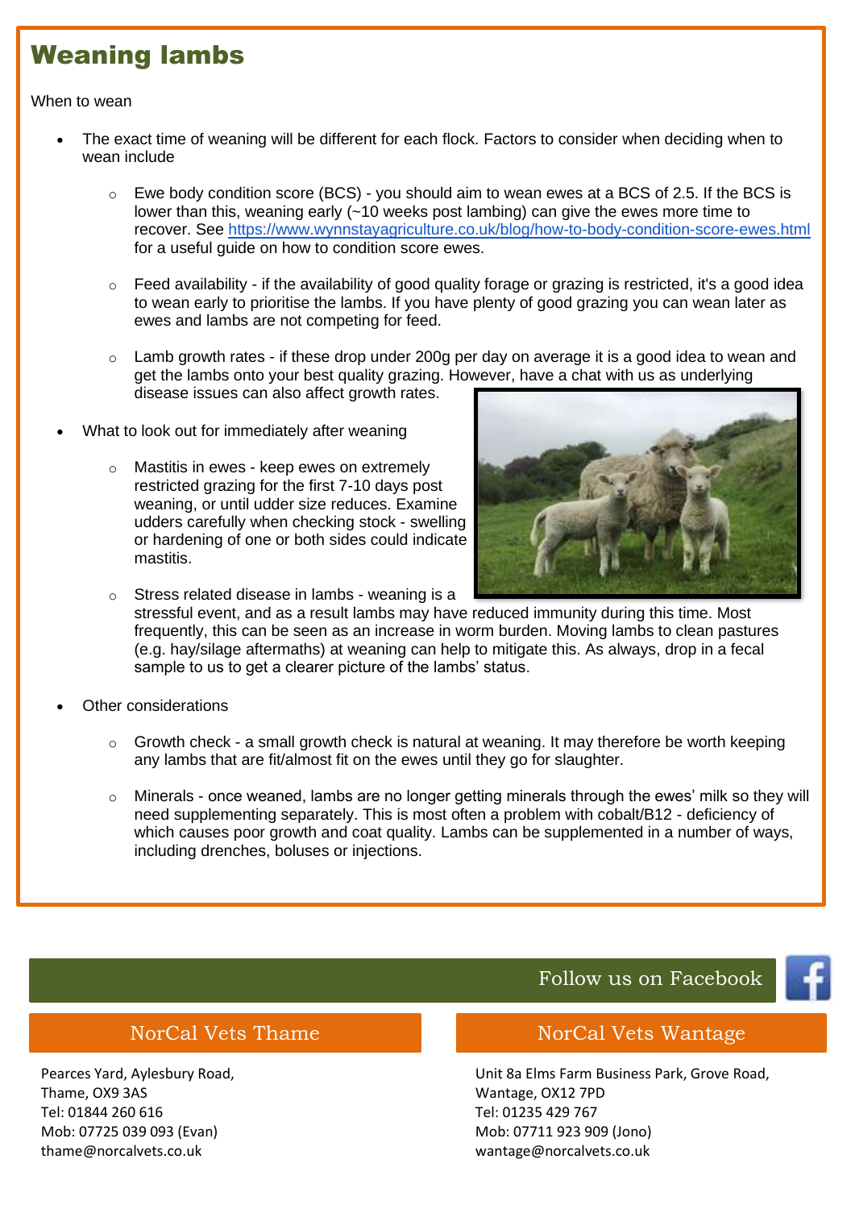## Weaning lambs

When to wean

- The exact time of weaning will be different for each flock. Factors to consider when deciding when to wean include
  - Ewe body condition score (BCS) - you should aim to wean ewes at a BCS of 2.5. If the BCS is lower than this, weaning early (~10 weeks post lambing) can give the ewes more time to recover. See https://www.wynnstayagriculture.co.uk/blog/how-to-body-condition-score-ewes.html for a useful guide on how to condition score ewes.
  - Feed availability - if the availability of good quality forage or grazing is restricted, it's a good idea to wean early to prioritise the lambs. If you have plenty of good grazing you can wean later as ewes and lambs are not competing for feed.
  - Lamb growth rates - if these drop under 200g per day on average it is a good idea to wean and get the lambs onto your best quality grazing. However, have a chat with us as underlying disease issues can also affect growth rates.
- What to look out for immediately after weaning
  - Mastitis in ewes - keep ewes on extremely restricted grazing for the first 7-10 days post weaning, or until udder size reduces. Examine udders carefully when checking stock - swelling or hardening of one or both sides could indicate mastitis.
  - Stress related disease in lambs - weaning is a stressful event, and as a result lambs may have reduced immunity during this time. Most frequently, this can be seen as an increase in worm burden. Moving lambs to clean pastures (e.g. hay/silage aftermaths) at weaning can help to mitigate this. As always, drop in a fecal sample to us to get a clearer picture of the lambs' status.
- Other considerations
  - Growth check - a small growth check is natural at weaning. It may therefore be worth keeping any lambs that are fit/almost fit on the ewes until they go for slaughter.
  - Minerals - once weaned, lambs are no longer getting minerals through the ewes' milk so they will need supplementing separately. This is most often a problem with cobalt/B12 - deficiency of which causes poor growth and coat quality. Lambs can be supplemented in a number of ways, including drenches, boluses or injections.

Follow us on Facebook

**NorCal Vets Thame**

Pearces Yard, Aylesbury Road,
Thame, OX9 3AS
Tel: 01844 260 616
Mob: 07725 039 093 (Evan)
thame@norcalvets.co.uk

**NorCal Vets Wantage**

Unit 8a Elms Farm Business Park, Grove Road,
Wantage, OX12 7PD
Tel: 01235 429 767
Mob: 07711 923 909 (Jono)
wantage@norcalvets.co.uk